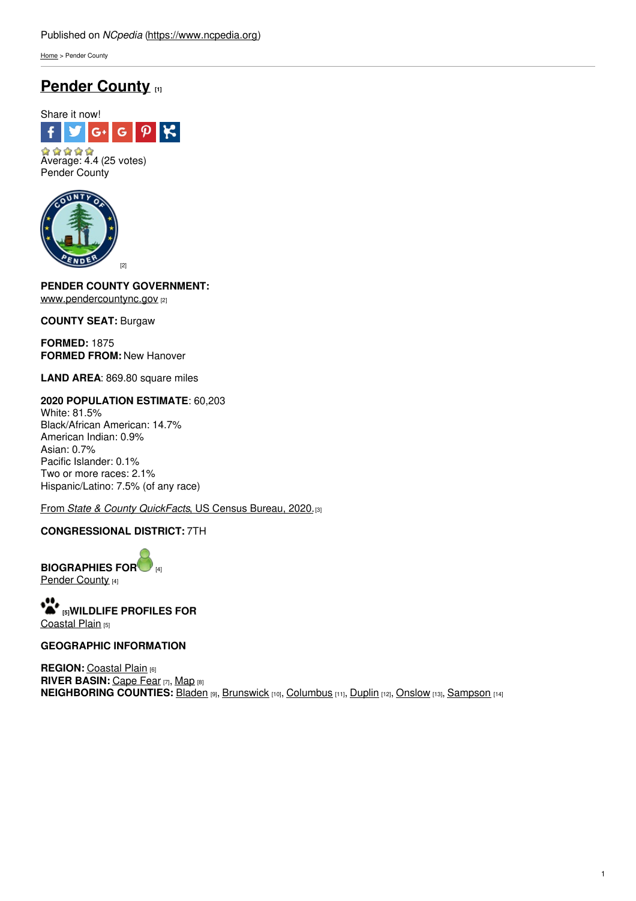Published on *NCpedia* (https://www.ncpedia.org)

Home > Pender County

# Pender County [1]

Share it now!

Average: 4.4 (25 votes)
Pender County

[2]

**PENDER COUNTY GOVERNMENT:**
www.pendercountync.gov [2]

**COUNTY SEAT:** Burgaw

**FORMED:** 1875
**FORMED FROM:** New Hanover

**LAND AREA**: 869.80 square miles

**2020 POPULATION ESTIMATE**: 60,203
White: 81.5%
Black/African American: 14.7%
American Indian: 0.9%
Asian: 0.7%
Pacific Islander: 0.1%
Two or more races: 2.1%
Hispanic/Latino: 7.5% (of any race)

From *State & County QuickFacts*, US Census Bureau, 2020. [3]

**CONGRESSIONAL DISTRICT:** 7TH

**BIOGRAPHIES FOR** [4]
Pender County [4]

[5]**WILDLIFE PROFILES FOR**
Coastal Plain [5]

**GEOGRAPHIC INFORMATION**

**REGION:** Coastal Plain [6]
**RIVER BASIN:** Cape Fear [7], Map [8]
**NEIGHBORING COUNTIES:** Bladen [9], Brunswick [10], Columbus [11], Duplin [12], Onslow [13], Sampson [14]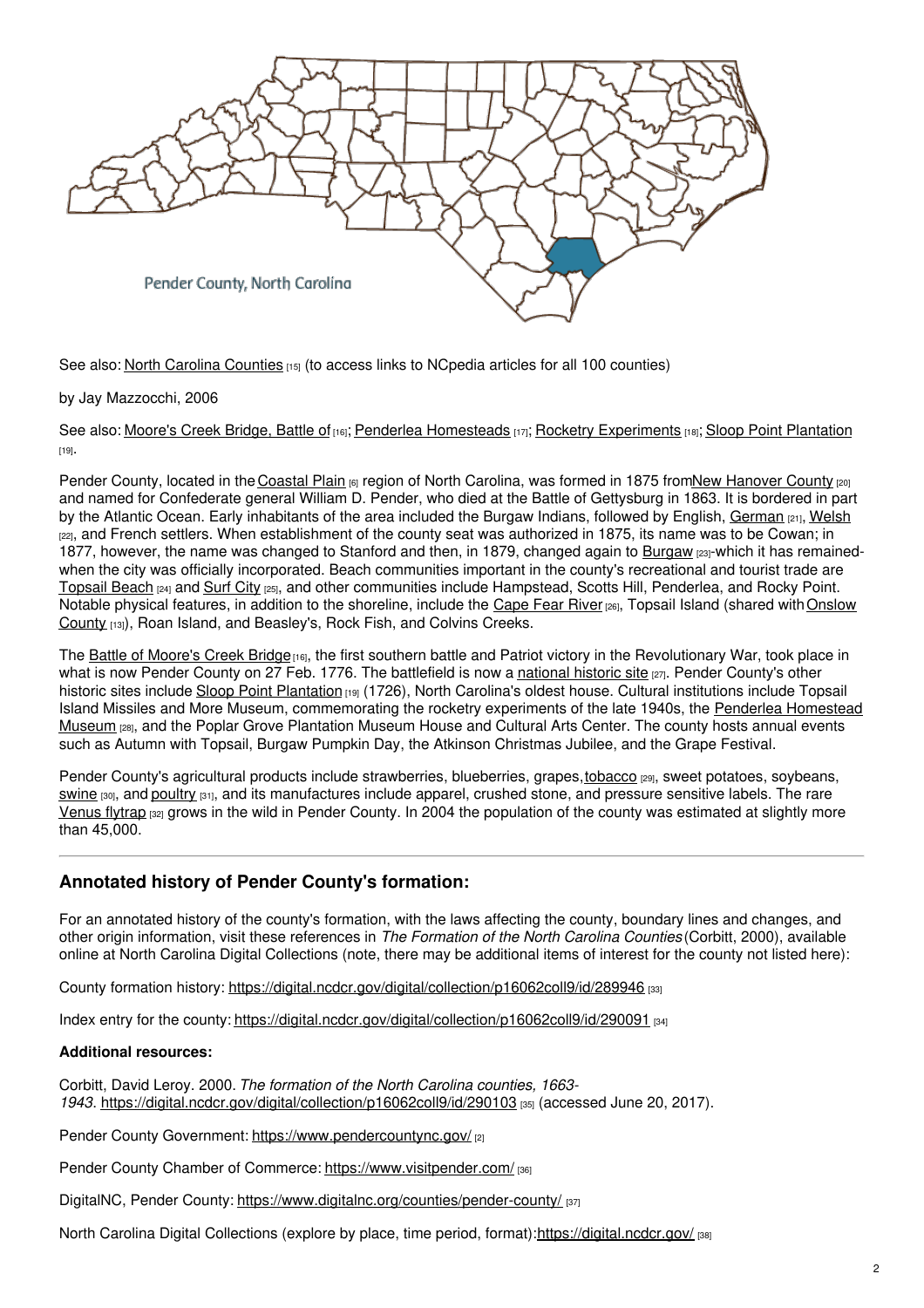Pender County, North Carolina

See also: North Carolina Counties [15] (to access links to NCpedia articles for all 100 counties)

by Jay Mazzocchi, 2006

See also: Moore's Creek Bridge, Battle of [16]; Penderlea Homesteads [17]; Rocketry Experiments [18]; Sloop Point Plantation [19].

Pender County, located in the Coastal Plain [6] region of North Carolina, was formed in 1875 from New Hanover County [20] and named for Confederate general William D. Pender, who died at the Battle of Gettysburg in 1863. It is bordered in part by the Atlantic Ocean. Early inhabitants of the area included the Burgaw Indians, followed by English, German [21], Welsh [22], and French settlers. When establishment of the county seat was authorized in 1875, its name was to be Cowan; in 1877, however, the name was changed to Stanford and then, in 1879, changed again to Burgaw [23]-which it has remained-when the city was officially incorporated. Beach communities important in the county's recreational and tourist trade are Topsail Beach [24] and Surf City [25], and other communities include Hampstead, Scotts Hill, Penderlea, and Rocky Point. Notable physical features, in addition to the shoreline, include the Cape Fear River [26], Topsail Island (shared with Onslow County [13]), Roan Island, and Beasley's, Rock Fish, and Colvins Creeks.

The Battle of Moore's Creek Bridge [16], the first southern battle and Patriot victory in the Revolutionary War, took place in what is now Pender County on 27 Feb. 1776. The battlefield is now a national historic site [27]. Pender County's other historic sites include Sloop Point Plantation [19] (1726), North Carolina's oldest house. Cultural institutions include Topsail Island Missiles and More Museum, commemorating the rocketry experiments of the late 1940s, the Penderlea Homestead Museum [28], and the Poplar Grove Plantation Museum House and Cultural Arts Center. The county hosts annual events such as Autumn with Topsail, Burgaw Pumpkin Day, the Atkinson Christmas Jubilee, and the Grape Festival.

Pender County's agricultural products include strawberries, blueberries, grapes, tobacco [29], sweet potatoes, soybeans, swine [30], and poultry [31], and its manufactures include apparel, crushed stone, and pressure sensitive labels. The rare Venus flytrap [32] grows in the wild in Pender County. In 2004 the population of the county was estimated at slightly more than 45,000.

## Annotated history of Pender County's formation:

For an annotated history of the county's formation, with the laws affecting the county, boundary lines and changes, and other origin information, visit these references in *The Formation of the North Carolina Counties* (Corbitt, 2000), available online at North Carolina Digital Collections (note, there may be additional items of interest for the county not listed here):

County formation history: https://digital.ncdcr.gov/digital/collection/p16062coll9/id/289946 [33]

Index entry for the county: https://digital.ncdcr.gov/digital/collection/p16062coll9/id/290091 [34]

**Additional resources:**

Corbitt, David Leroy. 2000. *The formation of the North Carolina counties, 1663-1943*. https://digital.ncdcr.gov/digital/collection/p16062coll9/id/290103 [35] (accessed June 20, 2017).

Pender County Government: https://www.pendercountync.gov/ [2]

Pender County Chamber of Commerce: https://www.visitpender.com/ [36]

DigitalNC, Pender County: https://www.digitalnc.org/counties/pender-county/ [37]

North Carolina Digital Collections (explore by place, time period, format): https://digital.ncdcr.gov/ [38]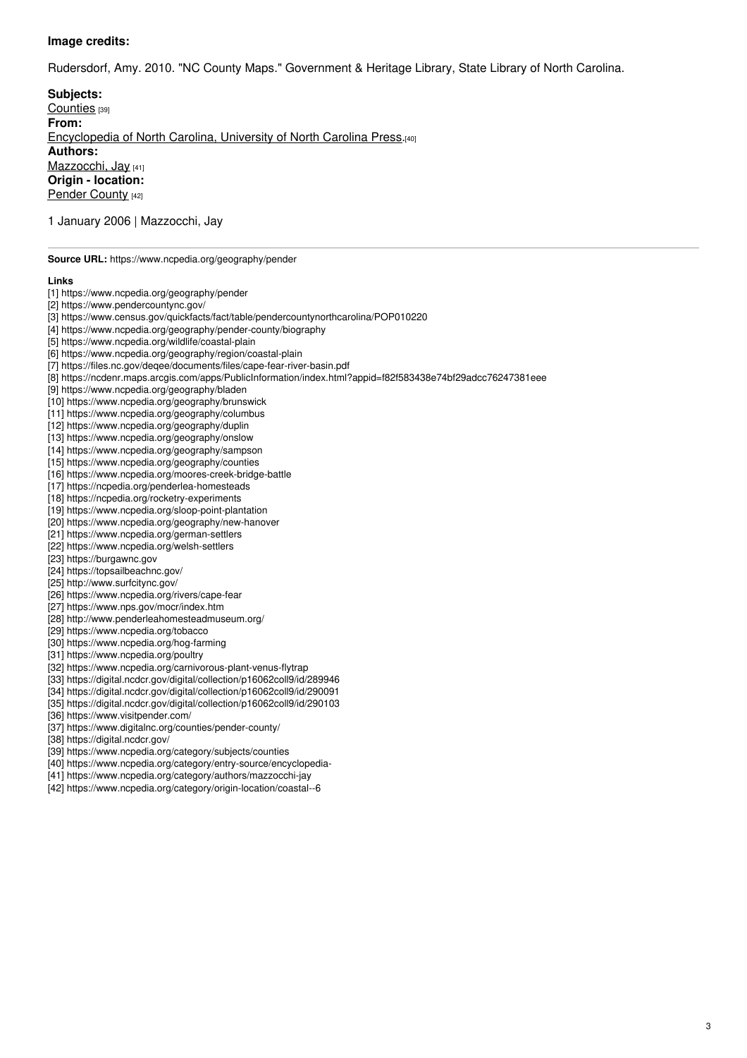**Image credits:**

Rudersdorf, Amy. 2010. "NC County Maps." Government & Heritage Library, State Library of North Carolina.

**Subjects:**
Counties [39]
**From:**
Encyclopedia of North Carolina, University of North Carolina Press.[40]
**Authors:**
Mazzocchi, Jay [41]
**Origin - location:**
Pender County [42]

1 January 2006 | Mazzocchi, Jay

**Source URL:** https://www.ncpedia.org/geography/pender

**Links**

[1] https://www.ncpedia.org/geography/pender
[2] https://www.pendercountync.gov/
[3] https://www.census.gov/quickfacts/fact/table/pendercountynorthcarolina/POP010220
[4] https://www.ncpedia.org/geography/pender-county/biography
[5] https://www.ncpedia.org/wildlife/coastal-plain
[6] https://www.ncpedia.org/geography/region/coastal-plain
[7] https://files.nc.gov/deqee/documents/files/cape-fear-river-basin.pdf
[8] https://ncdenr.maps.arcgis.com/apps/PublicInformation/index.html?appid=f82f583438e74bf29adcc76247381eee
[9] https://www.ncpedia.org/geography/bladen
[10] https://www.ncpedia.org/geography/brunswick
[11] https://www.ncpedia.org/geography/columbus
[12] https://www.ncpedia.org/geography/duplin
[13] https://www.ncpedia.org/geography/onslow
[14] https://www.ncpedia.org/geography/sampson
[15] https://www.ncpedia.org/geography/counties
[16] https://www.ncpedia.org/moores-creek-bridge-battle
[17] https://ncpedia.org/penderlea-homesteads
[18] https://ncpedia.org/rocketry-experiments
[19] https://www.ncpedia.org/sloop-point-plantation
[20] https://www.ncpedia.org/geography/new-hanover
[21] https://www.ncpedia.org/german-settlers
[22] https://www.ncpedia.org/welsh-settlers
[23] https://burgawnc.gov
[24] https://topsailbeachnc.gov/
[25] http://www.surfcitync.gov/
[26] https://www.ncpedia.org/rivers/cape-fear
[27] https://www.nps.gov/mocr/index.htm
[28] http://www.penderleahomesteadmuseum.org/
[29] https://www.ncpedia.org/tobacco
[30] https://www.ncpedia.org/hog-farming
[31] https://www.ncpedia.org/poultry
[32] https://www.ncpedia.org/carnivorous-plant-venus-flytrap
[33] https://digital.ncdcr.gov/digital/collection/p16062coll9/id/289946
[34] https://digital.ncdcr.gov/digital/collection/p16062coll9/id/290091
[35] https://digital.ncdcr.gov/digital/collection/p16062coll9/id/290103
[36] https://www.visitpender.com/
[37] https://www.digitalnc.org/counties/pender-county/
[38] https://digital.ncdcr.gov/
[39] https://www.ncpedia.org/category/subjects/counties
[40] https://www.ncpedia.org/category/entry-source/encyclopedia-
[41] https://www.ncpedia.org/category/authors/mazzocchi-jay
[42] https://www.ncpedia.org/category/origin-location/coastal--6